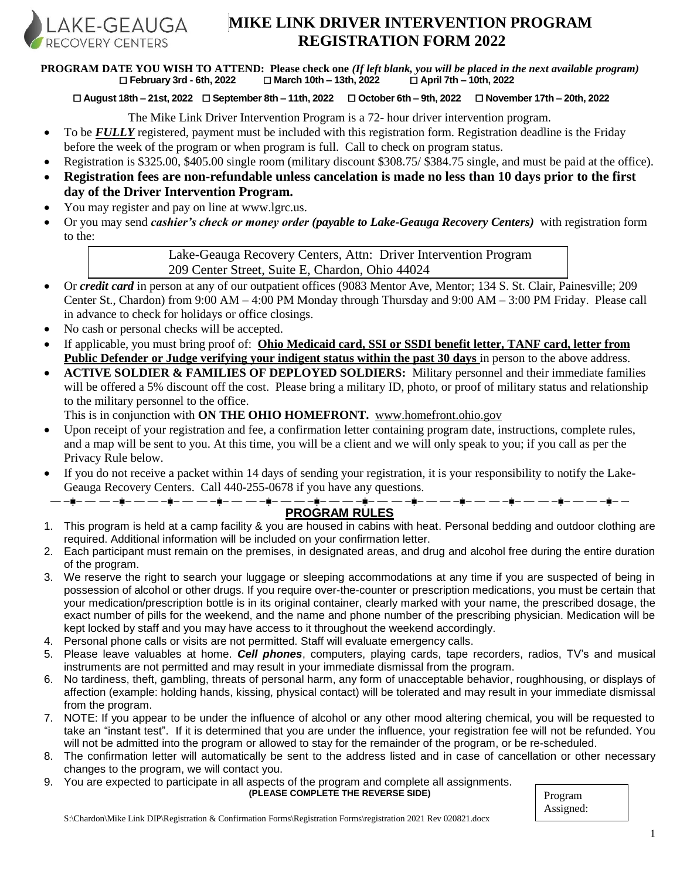LAKE-GEAUGA RECOVERY CENTERS

# MIKE LINK DRIVER INTERVENTION PROGRAM REGISTRATION FORM 2022

**PROGRAM DATE YOU WISH TO ATTEND: Please check one** ***(If left blank, you will be placed in the next available program)***

☐ **February 3rd - 6th, 2022** ☐ **March 10th – 13th, 2022** ☐ **April 7th – 10th, 2022**

☐ **August 18th – 21st, 2022** ☐ **September 8th – 11th, 2022** ☐ **October 6th – 9th, 2022** ☐ **November 17th – 20th, 2022**

The Mike Link Driver Intervention Program is a 72- hour driver intervention program.

- To be ***FULLY*** registered, payment must be included with this registration form. Registration deadline is the Friday before the week of the program or when program is full. Call to check on program status.
- Registration is $325.00, $405.00 single room (military discount $308.75/ $384.75 single, and must be paid at the office).
- **Registration fees are non-refundable unless cancelation is made no less than 10 days prior to the first day of the Driver Intervention Program.**
- You may register and pay on line at www.lgrc.us.
- Or you may send ***cashier's check or money order (payable to Lake-Geauga Recovery Centers)*** with registration form to the:

  Lake-Geauga Recovery Centers, Attn: Driver Intervention Program
  209 Center Street, Suite E, Chardon, Ohio 44024

- Or ***credit card*** in person at any of our outpatient offices (9083 Mentor Ave, Mentor; 134 S. St. Clair, Painesville; 209 Center St., Chardon) from 9:00 AM – 4:00 PM Monday through Thursday and 9:00 AM – 3:00 PM Friday. Please call in advance to check for holidays or office closings.
- No cash or personal checks will be accepted.
- If applicable, you must bring proof of: **Ohio Medicaid card, SSI or SSDI benefit letter, TANF card, letter from Public Defender or Judge verifying your indigent status within the past 30 days** in person to the above address.
- **ACTIVE SOLDIER & FAMILIES OF DEPLOYED SOLDIERS:** Military personnel and their immediate families will be offered a 5% discount off the cost. Please bring a military ID, photo, or proof of military status and relationship to the military personnel to the office.
  This is in conjunction with **ON THE OHIO HOMEFRONT.** www.homefront.ohio.gov
- Upon receipt of your registration and fee, a confirmation letter containing program date, instructions, complete rules, and a map will be sent to you. At this time, you will be a client and we will only speak to you; if you call as per the Privacy Rule below.
- If you do not receive a packet within 14 days of sending your registration, it is your responsibility to notify the Lake-Geauga Recovery Centers. Call 440-255-0678 if you have any questions.

## PROGRAM RULES

1. This program is held at a camp facility & you are housed in cabins with heat. Personal bedding and outdoor clothing are required. Additional information will be included on your confirmation letter.
2. Each participant must remain on the premises, in designated areas, and drug and alcohol free during the entire duration of the program.
3. We reserve the right to search your luggage or sleeping accommodations at any time if you are suspected of being in possession of alcohol or other drugs. If you require over-the-counter or prescription medications, you must be certain that your medication/prescription bottle is in its original container, clearly marked with your name, the prescribed dosage, the exact number of pills for the weekend, and the name and phone number of the prescribing physician. Medication will be kept locked by staff and you may have access to it throughout the weekend accordingly.
4. Personal phone calls or visits are not permitted. Staff will evaluate emergency calls.
5. Please leave valuables at home. ***Cell phones***, computers, playing cards, tape recorders, radios, TV's and musical instruments are not permitted and may result in your immediate dismissal from the program.
6. No tardiness, theft, gambling, threats of personal harm, any form of unacceptable behavior, roughhousing, or displays of affection (example: holding hands, kissing, physical contact) will be tolerated and may result in your immediate dismissal from the program.
7. NOTE: If you appear to be under the influence of alcohol or any other mood altering chemical, you will be requested to take an "instant test". If it is determined that you are under the influence, your registration fee will not be refunded. You will not be admitted into the program or allowed to stay for the remainder of the program, or be re-scheduled.
8. The confirmation letter will automatically be sent to the address listed and in case of cancellation or other necessary changes to the program, we will contact you.
9. You are expected to participate in all aspects of the program and complete all assignments.

**(PLEASE COMPLETE THE REVERSE SIDE)**

Program Assigned:

S:\Chardon\Mike Link DIP\Registration & Confirmation Forms\Registration Forms\registration 2021 Rev 020821.docx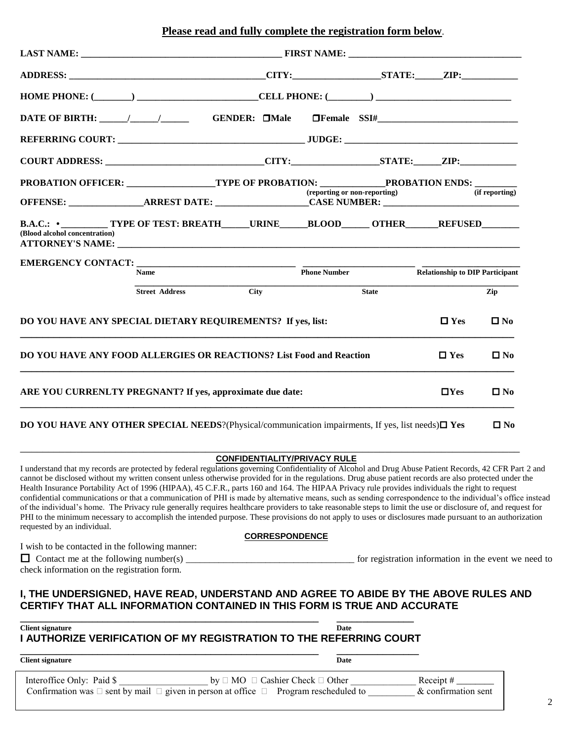**Please read and fully complete the registration form below**.

**LAST NAME:** ______________________________________ **FIRST NAME:** ________________________________

**ADDRESS:** ______________________________________**CITY:**_________________**STATE:**_____**ZIP:**__________

**HOME PHONE: (**_______**)** ______________________**CELL PHONE: (**________**)** __________________________

**DATE OF BIRTH:** _____/_____/_____ **GENDER:** ☐**Male** ☐**Female** **SSI#**___________________________

**REFERRING COURT:** ___________________________________ **JUDGE:** _________________________________

**COURT ADDRESS:** _____________________________**CITY:**_________________**STATE:**_____**ZIP:**__________

**PROBATION OFFICER:** _________________**TYPE OF PROBATION:** _____________**PROBATION ENDS:** ________
**(reporting or non-reporting)** **(if reporting)**

**OFFENSE:** _______________**ARREST DATE:** __________________**CASE NUMBER:** ___________________________

**B.A.C.:** • _________ **TYPE OF TEST: BREATH**_____**URINE**_____**BLOOD**_____ **OTHER**______**REFUSED**_______
**(Blood alcohol concentration)**

**ATTORNEY'S NAME:** ______________________________________________________________________________

**EMERGENCY CONTACT:** _______________________________ ______________________ ______________________
**Name** **Phone Number** **Relationship to DIP Participant**

______________________________________________________________________________
**Street Address** **City** **State** **Zip**

**DO YOU HAVE ANY SPECIAL DIETARY REQUIREMENTS? If yes, list:** ☐ **Yes** ☐ **No**

______________________________________________________________________________

**DO YOU HAVE ANY FOOD ALLERGIES OR REACTIONS? List Food and Reaction** ☐ **Yes** ☐ **No**

______________________________________________________________________________

**ARE YOU CURRENLTY PREGNANT? If yes, approximate due date:** ☐**Yes** ☐ **No**

______________________________________________________________________________

**DO YOU HAVE ANY OTHER SPECIAL NEEDS**?(Physical/communication impairments, If yes, list needs)☐ **Yes** ☐ **No**

______________________________________________________________________________

**CONFIDENTIALITY/PRIVACY RULE**

I understand that my records are protected by federal regulations governing Confidentiality of Alcohol and Drug Abuse Patient Records, 42 CFR Part 2 and cannot be disclosed without my written consent unless otherwise provided for in the regulations. Drug abuse patient records are also protected under the Health Insurance Portability Act of 1996 (HIPAA), 45 C.F.R., parts 160 and 164. The HIPAA Privacy rule provides individuals the right to request confidential communications or that a communication of PHI is made by alternative means, such as sending correspondence to the individual's office instead of the individual's home. The Privacy rule generally requires healthcare providers to take reasonable steps to limit the use or disclosure of, and request for PHI to the minimum necessary to accomplish the intended purpose. These provisions do not apply to uses or disclosures made pursuant to an authorization requested by an individual.

**CORRESPONDENCE**

I wish to be contacted in the following manner:

☐ Contact me at the following number(s) ___________________________________ for registration information in the event we need to check information on the registration form.

**I, THE UNDERSIGNED, HAVE READ, UNDERSTAND AND AGREE TO ABIDE BY THE ABOVE RULES AND CERTIFY THAT ALL INFORMATION CONTAINED IN THIS FORM IS TRUE AND ACCURATE**

_________________________________________________ _______________
**Client signature** **Date**

**I AUTHORIZE VERIFICATION OF MY REGISTRATION TO THE REFERRING COURT**

_________________________________________________ _______________
**Client signature** **Date**

Interoffice Only: Paid $ __________________ by ☐ MO ☐ Cashier Check ☐ Other _____________ Receipt # ________
Confirmation was ☐ sent by mail ☐ given in person at office ☐ Program rescheduled to _________ & confirmation sent